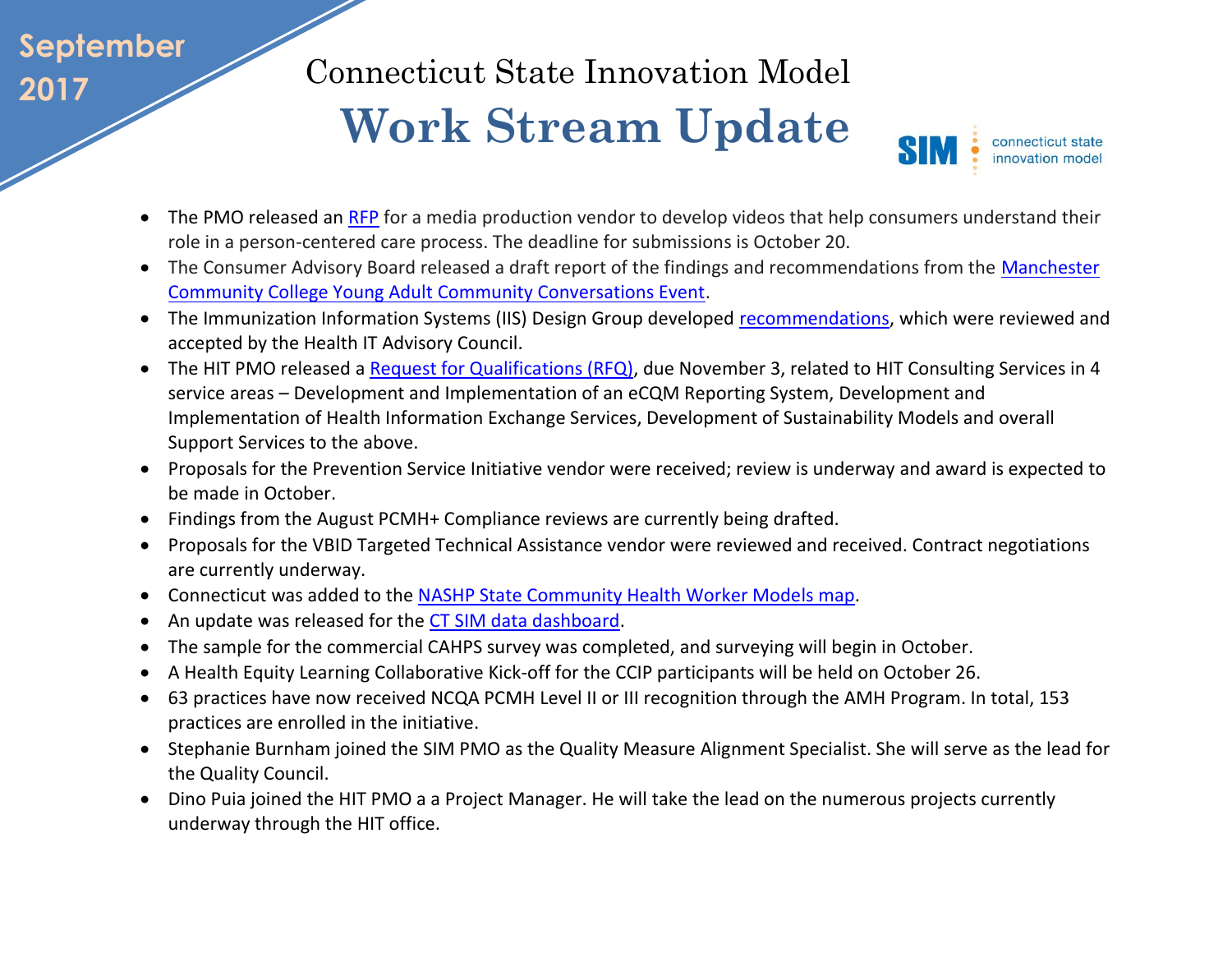September 2017

# Connecticut State Innovation Model
# Work Stream Update

SIM connecticut state innovation model

- The PMO released an [RFP](#) for a media production vendor to develop videos that help consumers understand their role in a person-centered care process. The deadline for submissions is October 20.
- The Consumer Advisory Board released a draft report of the findings and recommendations from the [Manchester Community College Young Adult Community Conversations Event](#).
- The Immunization Information Systems (IIS) Design Group developed [recommendations](#), which were reviewed and accepted by the Health IT Advisory Council.
- The HIT PMO released a [Request for Qualifications (RFQ)](#), due November 3, related to HIT Consulting Services in 4 service areas – Development and Implementation of an eCQM Reporting System, Development and Implementation of Health Information Exchange Services, Development of Sustainability Models and overall Support Services to the above.
- Proposals for the Prevention Service Initiative vendor were received; review is underway and award is expected to be made in October.
- Findings from the August PCMH+ Compliance reviews are currently being drafted.
- Proposals for the VBID Targeted Technical Assistance vendor were reviewed and received. Contract negotiations are currently underway.
- Connecticut was added to the [NASHP State Community Health Worker Models map](#).
- An update was released for the [CT SIM data dashboard](#).
- The sample for the commercial CAHPS survey was completed, and surveying will begin in October.
- A Health Equity Learning Collaborative Kick-off for the CCIP participants will be held on October 26.
- 63 practices have now received NCQA PCMH Level II or III recognition through the AMH Program. In total, 153 practices are enrolled in the initiative.
- Stephanie Burnham joined the SIM PMO as the Quality Measure Alignment Specialist. She will serve as the lead for the Quality Council.
- Dino Puia joined the HIT PMO a a Project Manager. He will take the lead on the numerous projects currently underway through the HIT office.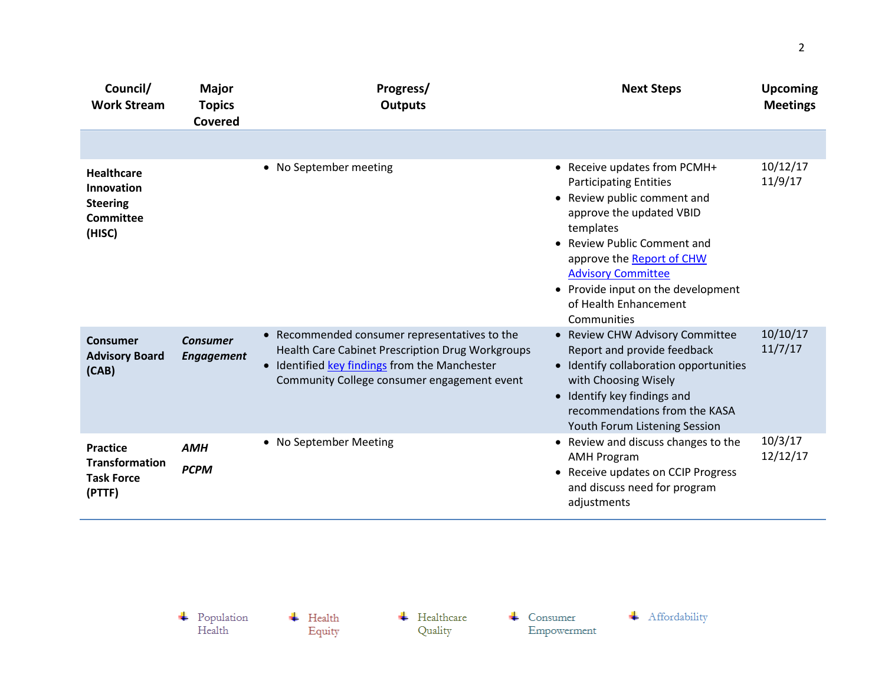| Council/ Work Stream | Major Topics Covered | Progress/ Outputs | Next Steps | Upcoming Meetings |
|---|---|---|---|---|
| | | | | |
| **Healthcare Innovation Steering Committee (HISC)** | | • No September meeting | • Receive updates from PCMH+ Participating Entities<br>• Review public comment and approve the updated VBID templates<br>• Review Public Comment and approve the Report of CHW Advisory Committee<br>• Provide input on the development of Health Enhancement Communities | 10/12/17<br>11/9/17 |
| **Consumer Advisory Board (CAB)** | ***Consumer Engagement*** | • Recommended consumer representatives to the Health Care Cabinet Prescription Drug Workgroups<br>• Identified key findings from the Manchester Community College consumer engagement event | • Review CHW Advisory Committee Report and provide feedback<br>• Identify collaboration opportunities with Choosing Wisely<br>• Identify key findings and recommendations from the KASA Youth Forum Listening Session | 10/10/17<br>11/7/17 |
| **Practice Transformation Task Force (PTTF)** | ***AMH***<br>***PCPM*** | • No September Meeting | • Review and discuss changes to the AMH Program<br>• Receive updates on CCIP Progress and discuss need for program adjustments | 10/3/17<br>12/12/17 |

Population Health | Health Equity | Healthcare Quality | Consumer Empowerment | Affordability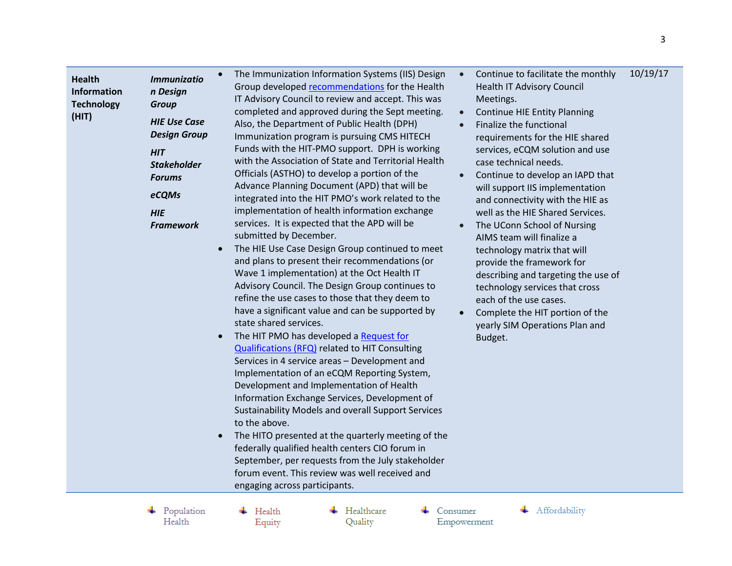| Health Information Technology (HIT) | ***Immunization Design Group***<br><br>***HIE Use Case Design Group***<br><br>***HIT Stakeholder Forums***<br><br>***eCQMs***<br><br>***HIE Framework*** | • The Immunization Information Systems (IIS) Design Group developed [recommendations]() for the Health IT Advisory Council to review and accept. This was completed and approved during the Sept meeting. Also, the Department of Public Health (DPH) Immunization program is pursuing CMS HITECH Funds with the HIT-PMO support. DPH is working with the Association of State and Territorial Health Officials (ASTHO) to develop a portion of the Advance Planning Document (APD) that will be integrated into the HIT PMO's work related to the implementation of health information exchange services. It is expected that the APD will be submitted by December.<br>• The HIE Use Case Design Group continued to meet and plans to present their recommendations (or Wave 1 implementation) at the Oct Health IT Advisory Council. The Design Group continues to refine the use cases to those that they deem to have a significant value and can be supported by state shared services.<br>• The HIT PMO has developed a [Request for Qualifications (RFQ)]() related to HIT Consulting Services in 4 service areas – Development and Implementation of an eCQM Reporting System, Development and Implementation of Health Information Exchange Services, Development of Sustainability Models and overall Support Services to the above.<br>• The HITO presented at the quarterly meeting of the federally qualified health centers CIO forum in September, per requests from the July stakeholder forum event. This review was well received and engaging across participants. | • Continue to facilitate the monthly Health IT Advisory Council Meetings.<br>• Continue HIE Entity Planning<br>• Finalize the functional requirements for the HIE shared services, eCQM solution and use case technical needs.<br>• Continue to develop an IAPD that will support IIS implementation and connectivity with the HIE as well as the HIE Shared Services.<br>• The UConn School of Nursing AIMS team will finalize a technology matrix that will provide the framework for describing and targeting the use of technology services that cross each of the use cases.<br>• Complete the HIT portion of the yearly SIM Operations Plan and Budget. | 10/19/17 |
|---|---|---|---|---|

Population Health | Health Equity | Healthcare Quality | Consumer Empowerment | Affordability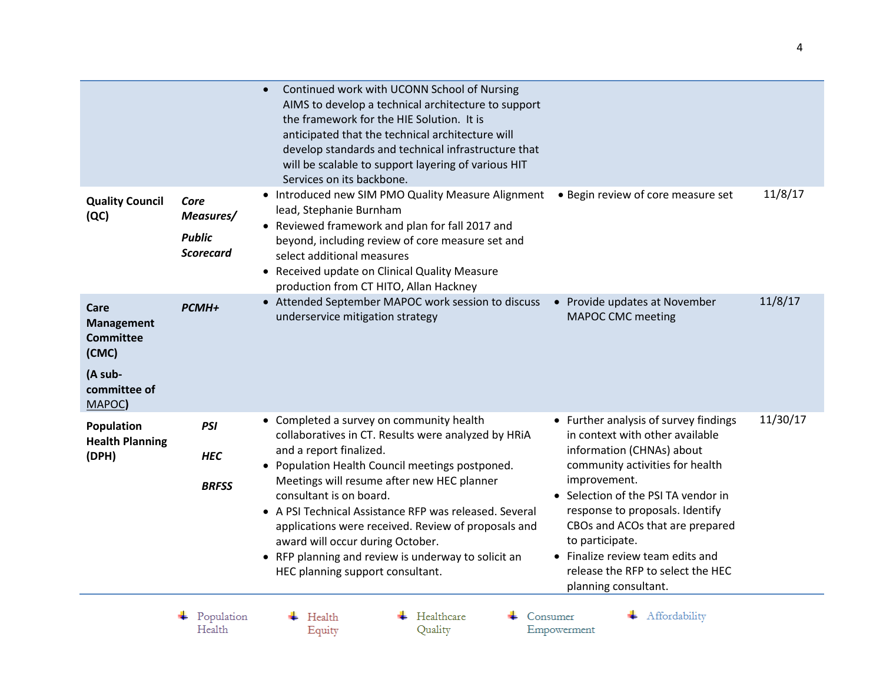| | | | | |
|---|---|---|---|---|
| | | • Continued work with UCONN School of Nursing AIMS to develop a technical architecture to support the framework for the HIE Solution. It is anticipated that the technical architecture will develop standards and technical infrastructure that will be scalable to support layering of various HIT Services on its backbone. | | |
| **Quality Council (QC)** | ***Core Measures/ Public Scorecard*** | • Introduced new SIM PMO Quality Measure Alignment lead, Stephanie Burnham<br>• Reviewed framework and plan for fall 2017 and beyond, including review of core measure set and select additional measures<br>• Received update on Clinical Quality Measure production from CT HITO, Allan Hackney | • Begin review of core measure set | 11/8/17 |
| **Care Management Committee (CMC)**<br>**(A sub-committee of MAPOC)** | ***PCMH+*** | • Attended September MAPOC work session to discuss underservice mitigation strategy | • Provide updates at November MAPOC CMC meeting | 11/8/17 |
| **Population Health Planning (DPH)** | ***PSI***<br>***HEC***<br>***BRFSS*** | • Completed a survey on community health collaboratives in CT. Results were analyzed by HRiA and a report finalized.<br>• Population Health Council meetings postponed. Meetings will resume after new HEC planner consultant is on board.<br>• A PSI Technical Assistance RFP was released. Several applications were received. Review of proposals and award will occur during October.<br>• RFP planning and review is underway to solicit an HEC planning support consultant. | • Further analysis of survey findings in context with other available information (CHNAs) about community activities for health improvement.<br>• Selection of the PSI TA vendor in response to proposals. Identify CBOs and ACOs that are prepared to participate.<br>• Finalize review team edits and release the RFP to select the HEC planning consultant. | 11/30/17 |

Population Health | Health Equity | Healthcare Quality | Consumer Empowerment | Affordability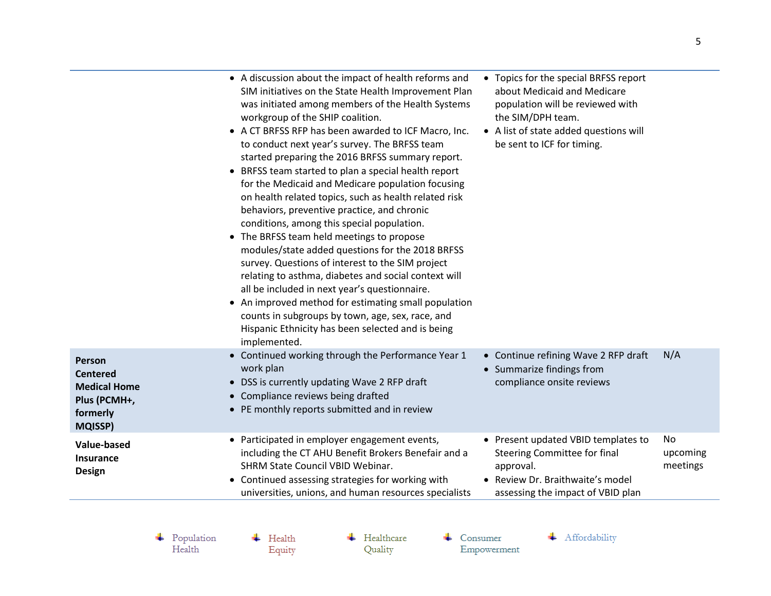| | | | |
|---|---|---|---|
| | • A discussion about the impact of health reforms and SIM initiatives on the State Health Improvement Plan was initiated among members of the Health Systems workgroup of the SHIP coalition.<br>• A CT BRFSS RFP has been awarded to ICF Macro, Inc. to conduct next year's survey. The BRFSS team started preparing the 2016 BRFSS summary report.<br>• BRFSS team started to plan a special health report for the Medicaid and Medicare population focusing on health related topics, such as health related risk behaviors, preventive practice, and chronic conditions, among this special population.<br>• The BRFSS team held meetings to propose modules/state added questions for the 2018 BRFSS survey. Questions of interest to the SIM project relating to asthma, diabetes and social context will all be included in next year's questionnaire.<br>• An improved method for estimating small population counts in subgroups by town, age, sex, race, and Hispanic Ethnicity has been selected and is being implemented. | • Topics for the special BRFSS report about Medicaid and Medicare population will be reviewed with the SIM/DPH team.<br>• A list of state added questions will be sent to ICF for timing. | |
| **Person Centered Medical Home Plus (PCMH+, formerly MQISSP)** | • Continued working through the Performance Year 1 work plan<br>• DSS is currently updating Wave 2 RFP draft<br>• Compliance reviews being drafted<br>• PE monthly reports submitted and in review | • Continue refining Wave 2 RFP draft<br>• Summarize findings from compliance onsite reviews | N/A |
| **Value-based Insurance Design** | • Participated in employer engagement events, including the CT AHU Benefit Brokers Benefair and a SHRM State Council VBID Webinar.<br>• Continued assessing strategies for working with universities, unions, and human resources specialists | • Present updated VBID templates to Steering Committee for final approval.<br>• Review Dr. Braithwaite's model assessing the impact of VBID plan | No upcoming meetings |

Population Health | Health Equity | Healthcare Quality | Consumer Empowerment | Affordability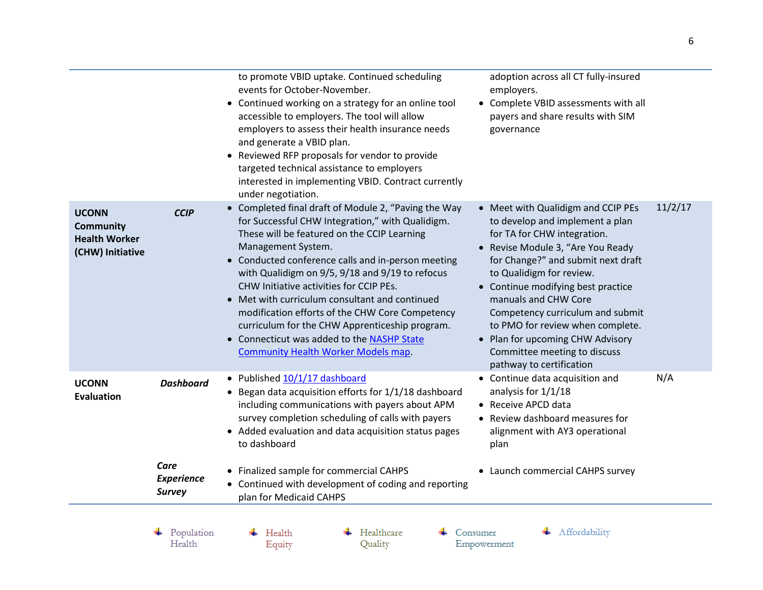| | | | | |
|---|---|---|---|---|
| | | • to promote VBID uptake. Continued scheduling events for October-November.<br>• Continued working on a strategy for an online tool accessible to employers. The tool will allow employers to assess their health insurance needs and generate a VBID plan.<br>• Reviewed RFP proposals for vendor to provide targeted technical assistance to employers interested in implementing VBID. Contract currently under negotiation. | • adoption across all CT fully-insured employers.<br>• Complete VBID assessments with all payers and share results with SIM governance | |
| **UCONN Community Health Worker (CHW) Initiative** | ***CCIP*** | • Completed final draft of Module 2, "Paving the Way for Successful CHW Integration," with Qualidigm. These will be featured on the CCIP Learning Management System.<br>• Conducted conference calls and in-person meeting with Qualidigm on 9/5, 9/18 and 9/19 to refocus CHW Initiative activities for CCIP PEs.<br>• Met with curriculum consultant and continued modification efforts of the CHW Core Competency curriculum for the CHW Apprenticeship program.<br>• Connecticut was added to the NASHP State Community Health Worker Models map. | • Meet with Qualidigm and CCIP PEs to develop and implement a plan for TA for CHW integration.<br>• Revise Module 3, "Are You Ready for Change?" and submit next draft to Qualidigm for review.<br>• Continue modifying best practice manuals and CHW Core Competency curriculum and submit to PMO for review when complete.<br>• Plan for upcoming CHW Advisory Committee meeting to discuss pathway to certification | 11/2/17 |
| **UCONN Evaluation** | ***Dashboard*** | • Published 10/1/17 dashboard<br>• Began data acquisition efforts for 1/1/18 dashboard including communications with payers about APM survey completion scheduling of calls with payers<br>• Added evaluation and data acquisition status pages to dashboard | • Continue data acquisition and analysis for 1/1/18<br>• Receive APCD data<br>• Review dashboard measures for alignment with AY3 operational plan | N/A |
| | ***Care Experience Survey*** | • Finalized sample for commercial CAHPS<br>• Continued with development of coding and reporting plan for Medicaid CAHPS | • Launch commercial CAHPS survey | |

Population Health | Health Equity | Healthcare Quality | Consumer Empowerment | Affordability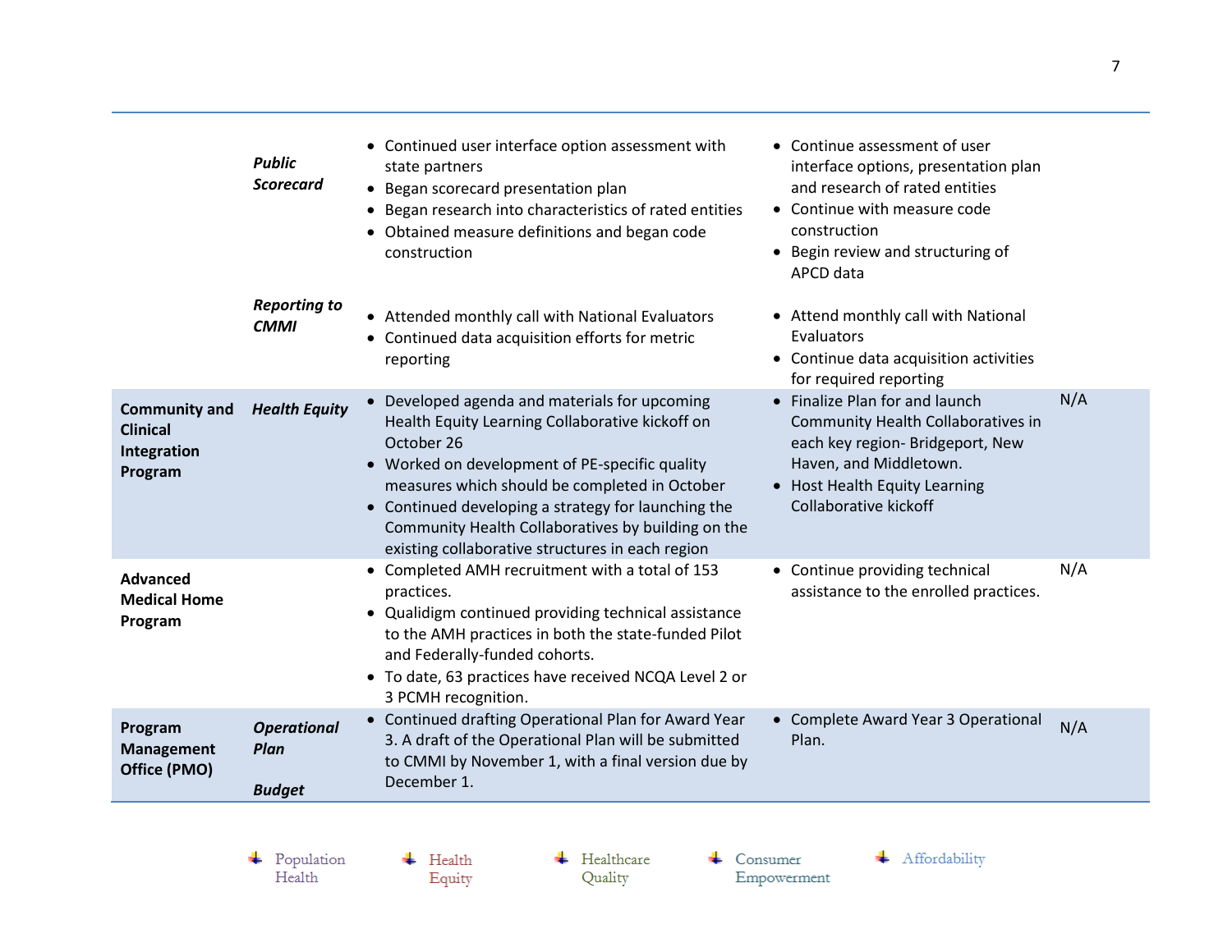| | | | | |
|---|---|---|---|---|
| | ***Public Scorecard*** | • Continued user interface option assessment with state partners<br>• Began scorecard presentation plan<br>• Began research into characteristics of rated entities<br>• Obtained measure definitions and began code construction | • Continue assessment of user interface options, presentation plan and research of rated entities<br>• Continue with measure code construction<br>• Begin review and structuring of APCD data | |
| | ***Reporting to CMMI*** | • Attended monthly call with National Evaluators<br>• Continued data acquisition efforts for metric reporting | • Attend monthly call with National Evaluators<br>• Continue data acquisition activities for required reporting | |
| **Community and Clinical Integration Program** | ***Health Equity*** | • Developed agenda and materials for upcoming Health Equity Learning Collaborative kickoff on October 26<br>• Worked on development of PE-specific quality measures which should be completed in October<br>• Continued developing a strategy for launching the Community Health Collaboratives by building on the existing collaborative structures in each region | • Finalize Plan for and launch Community Health Collaboratives in each key region- Bridgeport, New Haven, and Middletown.<br>• Host Health Equity Learning Collaborative kickoff | N/A |
| **Advanced Medical Home Program** | | • Completed AMH recruitment with a total of 153 practices.<br>• Qualidigm continued providing technical assistance to the AMH practices in both the state-funded Pilot and Federally-funded cohorts.<br>• To date, 63 practices have received NCQA Level 2 or 3 PCMH recognition. | • Continue providing technical assistance to the enrolled practices. | N/A |
| **Program Management Office (PMO)** | ***Operational Plan***<br><br>***Budget*** | • Continued drafting Operational Plan for Award Year 3. A draft of the Operational Plan will be submitted to CMMI by November 1, with a final version due by December 1. | • Complete Award Year 3 Operational Plan. | N/A |

Population Health &nbsp;&nbsp; Health Equity &nbsp;&nbsp; Healthcare Quality &nbsp;&nbsp; Consumer Empowerment &nbsp;&nbsp; Affordability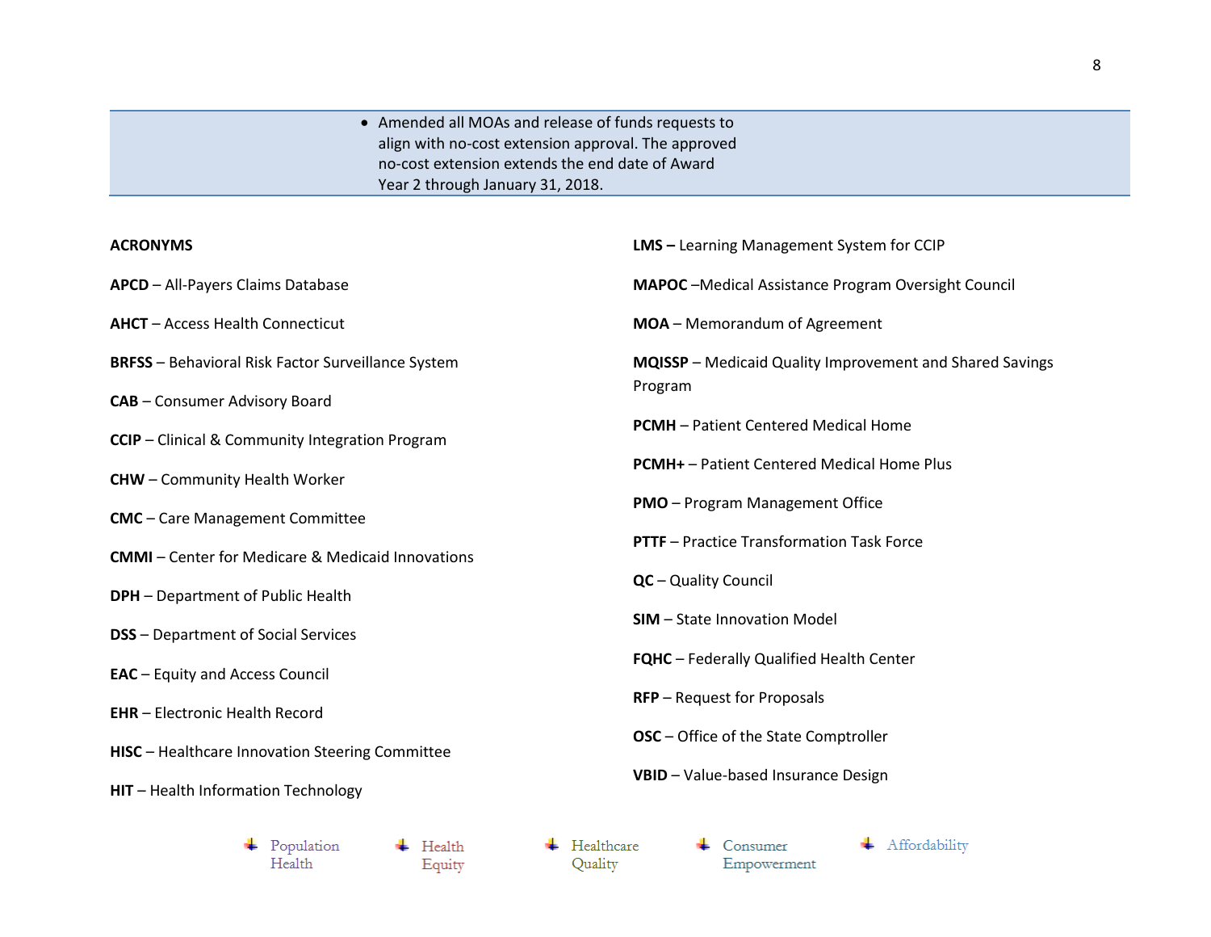- Amended all MOAs and release of funds requests to align with no-cost extension approval. The approved no-cost extension extends the end date of Award Year 2 through January 31, 2018.

**ACRONYMS**

**APCD** – All-Payers Claims Database

**AHCT** – Access Health Connecticut

**BRFSS** – Behavioral Risk Factor Surveillance System

**CAB** – Consumer Advisory Board

**CCIP** – Clinical & Community Integration Program

**CHW** – Community Health Worker

**CMC** – Care Management Committee

**CMMI** – Center for Medicare & Medicaid Innovations

**DPH** – Department of Public Health

**DSS** – Department of Social Services

**EAC** – Equity and Access Council

**EHR** – Electronic Health Record

**HISC** – Healthcare Innovation Steering Committee

**HIT** – Health Information Technology

**LMS –** Learning Management System for CCIP

**MAPOC** –Medical Assistance Program Oversight Council

**MOA** – Memorandum of Agreement

**MQISSP** – Medicaid Quality Improvement and Shared Savings Program

**PCMH** – Patient Centered Medical Home

**PCMH+** – Patient Centered Medical Home Plus

**PMO** – Program Management Office

**PTTF** – Practice Transformation Task Force

**QC** – Quality Council

**SIM** – State Innovation Model

**FQHC** – Federally Qualified Health Center

**RFP** – Request for Proposals

**OSC** – Office of the State Comptroller

**VBID** – Value-based Insurance Design

Population Health · Health Equity · Healthcare Quality · Consumer Empowerment · Affordability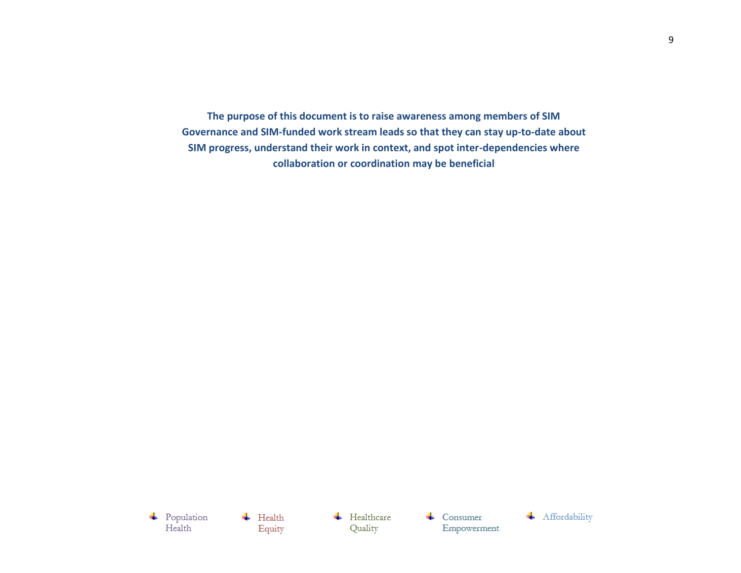**The purpose of this document is to raise awareness among members of SIM Governance and SIM-funded work stream leads so that they can stay up-to-date about SIM progress, understand their work in context, and spot inter-dependencies where collaboration or coordination may be beneficial**